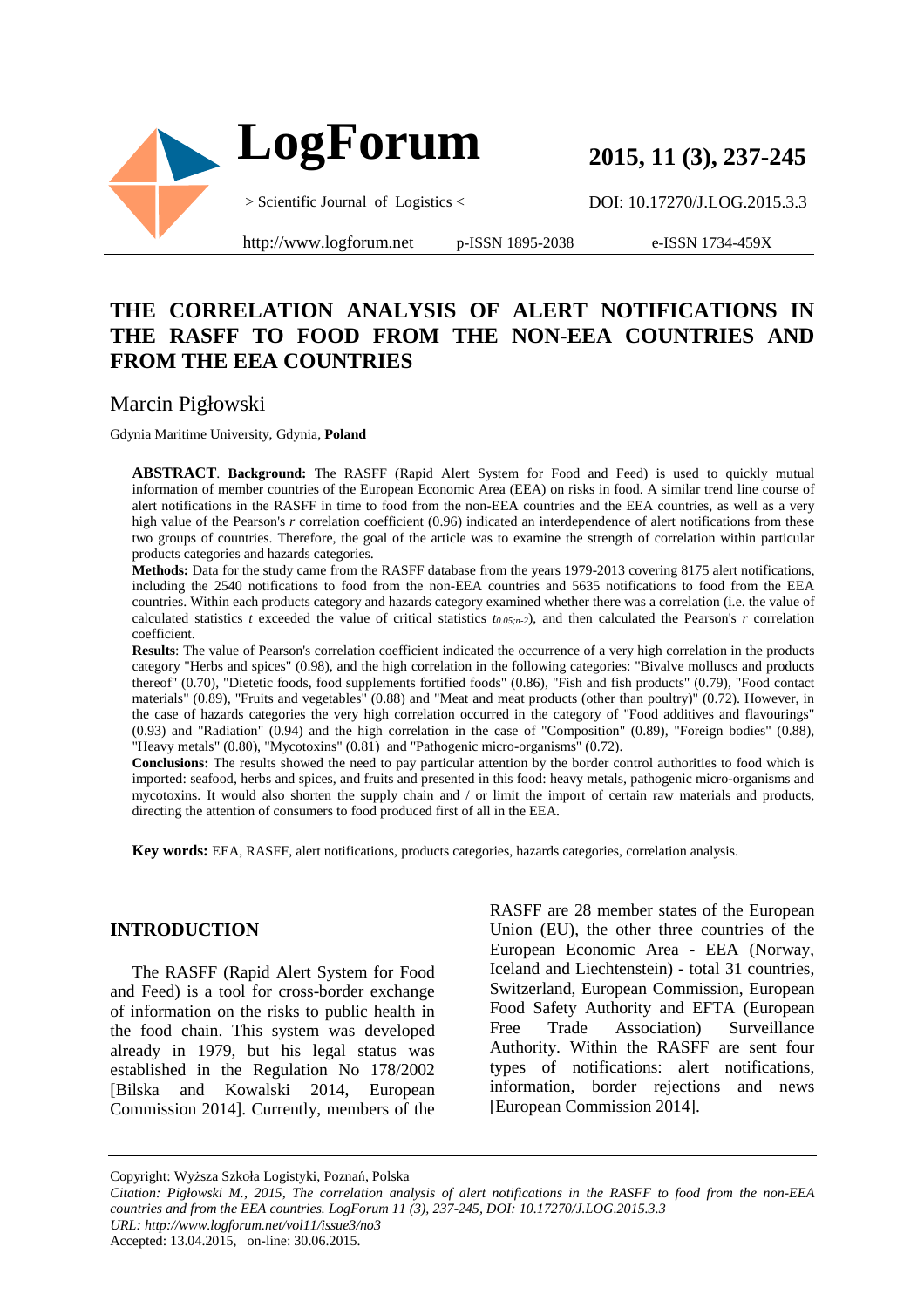# THE CORRELATION ANALYSIS OF ALERT NOTIFICATIONS IN THE RASFF TO FOOD FROM THE NON-EEA COUNTRIES AND FROM THE EEA COUNTRIES

## Marcin Pigłowski

Gdynia Maritime University, Gdynia, **Poland**

**ABSTRACT**. **Background:** The RASFF (Rapid Alert System for Food and Feed) is used to quickly mutual information of member countries of the European Economic Area (EEA) on risks in food. A similar trend line course of alert notifications in the RASFF in time to food from the non-EEA countries and the EEA countries, as well as a very high value of the Pearson's *r* correlation coefficient (0.96) indicated an interdependence of alert notifications from these two groups of countries. Therefore, the goal of the article was to examine the strength of correlation within particular products categories and hazards categories.

**Methods:** Data for the study came from the RASFF database from the years 1979-2013 covering 8175 alert notifications, including the 2540 notifications to food from the non-EEA countries and 5635 notifications to food from the EEA countries. Within each products category and hazards category examined whether there was a correlation (i.e. the value of calculated statistics $t$ exceeded the value of critical statistics $t_{0.05;n-2}$), and then calculated the Pearson's *r* correlation coefficient.

**Results**: The value of Pearson's correlation coefficient indicated the occurrence of a very high correlation in the products category "Herbs and spices" (0.98), and the high correlation in the following categories: "Bivalve molluscs and products thereof" (0.70), "Dietetic foods, food supplements fortified foods" (0.86), "Fish and fish products" (0.79), "Food contact materials" (0.89), "Fruits and vegetables" (0.88) and "Meat and meat products (other than poultry)" (0.72). However, in the case of hazards categories the very high correlation occurred in the category of "Food additives and flavourings" (0.93) and "Radiation" (0.94) and the high correlation in the case of "Composition" (0.89), "Foreign bodies" (0.88), "Heavy metals" (0.80), "Mycotoxins" (0.81) and "Pathogenic micro-organisms" (0.72).

**Conclusions:** The results showed the need to pay particular attention by the border control authorities to food which is imported: seafood, herbs and spices, and fruits and presented in this food: heavy metals, pathogenic micro-organisms and mycotoxins. It would also shorten the supply chain and / or limit the import of certain raw materials and products, directing the attention of consumers to food produced first of all in the EEA.

**Key words:** EEA, RASFF, alert notifications, products categories, hazards categories, correlation analysis.

## INTRODUCTION

The RASFF (Rapid Alert System for Food and Feed) is a tool for cross-border exchange of information on the risks to public health in the food chain. This system was developed already in 1979, but his legal status was established in the Regulation No 178/2002 [Bilska and Kowalski 2014, European Commission 2014]. Currently, members of the RASFF are 28 member states of the European Union (EU), the other three countries of the European Economic Area - EEA (Norway, Iceland and Liechtenstein) - total 31 countries, Switzerland, European Commission, European Food Safety Authority and EFTA (European Free Trade Association) Surveillance Authority. Within the RASFF are sent four types of notifications: alert notifications, information, border rejections and news [European Commission 2014].

Copyright: Wyższa Szkoła Logistyki, Poznań, Polska

*Citation: Pigłowski M., 2015, The correlation analysis of alert notifications in the RASFF to food from the non-EEA countries and from the EEA countries. LogForum 11 (3), 237-245, DOI: 10.17270/J.LOG.2015.3.3*

*URL: http://www.logforum.net/vol11/issue3/no3*

Accepted: 13.04.2015, on-line: 30.06.2015.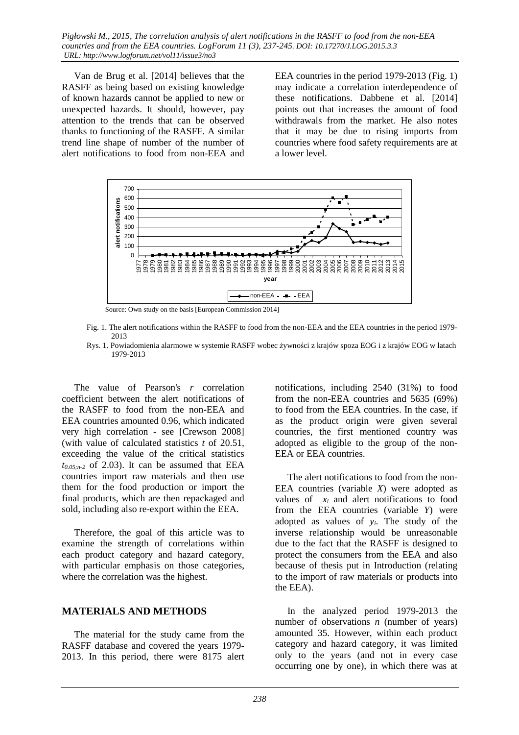Van de Brug et al. [2014] believes that the RASFF as being based on existing knowledge of known hazards cannot be applied to new or unexpected hazards. It should, however, pay attention to the trends that can be observed thanks to functioning of the RASFF. A similar trend line shape of number of the number of alert notifications to food from non-EEA and EEA countries in the period 1979-2013 (Fig. 1) may indicate a correlation interdependence of these notifications. Dabbene et al. [2014] points out that increases the amount of food withdrawals from the market. He also notes that it may be due to rising imports from countries where food safety requirements are at a lower level.

Source: Own study on the basis [European Commission 2014]

Fig. 1. The alert notifications within the RASFF to food from the non-EEA and the EEA countries in the period 1979-2013

Rys. 1. Powiadomienia alarmowe w systemie RASFF wobec żywności z krajów spoza EOG i z krajów EOG w latach 1979-2013

The value of Pearson's $r$ correlation coefficient between the alert notifications of the RASFF to food from the non-EEA and EEA countries amounted 0.96, which indicated very high correlation - see [Crewson 2008] (with value of calculated statistics $t$ of 20.51, exceeding the value of the critical statistics $t_{0.05;n-2}$ of 2.03). It can be assumed that EEA countries import raw materials and then use them for the food production or import the final products, which are then repackaged and sold, including also re-export within the EEA.

Therefore, the goal of this article was to examine the strength of correlations within each product category and hazard category, with particular emphasis on those categories, where the correlation was the highest.

## MATERIALS AND METHODS

The material for the study came from the RASFF database and covered the years 1979-2013. In this period, there were 8175 alert notifications, including 2540 (31%) to food from the non-EEA countries and 5635 (69%) to food from the EEA countries. In the case, if as the product origin were given several countries, the first mentioned country was adopted as eligible to the group of the non-EEA or EEA countries.

The alert notifications to food from the non-EEA countries (variable $X$) were adopted as values of $x_i$ and alert notifications to food from the EEA countries (variable $Y$) were adopted as values of $y_i$. The study of the inverse relationship would be unreasonable due to the fact that the RASFF is designed to protect the consumers from the EEA and also because of thesis put in Introduction (relating to the import of raw materials or products into the EEA).

In the analyzed period 1979-2013 the number of observations $n$ (number of years) amounted 35. However, within each product category and hazard category, it was limited only to the years (and not in every case occurring one by one), in which there was at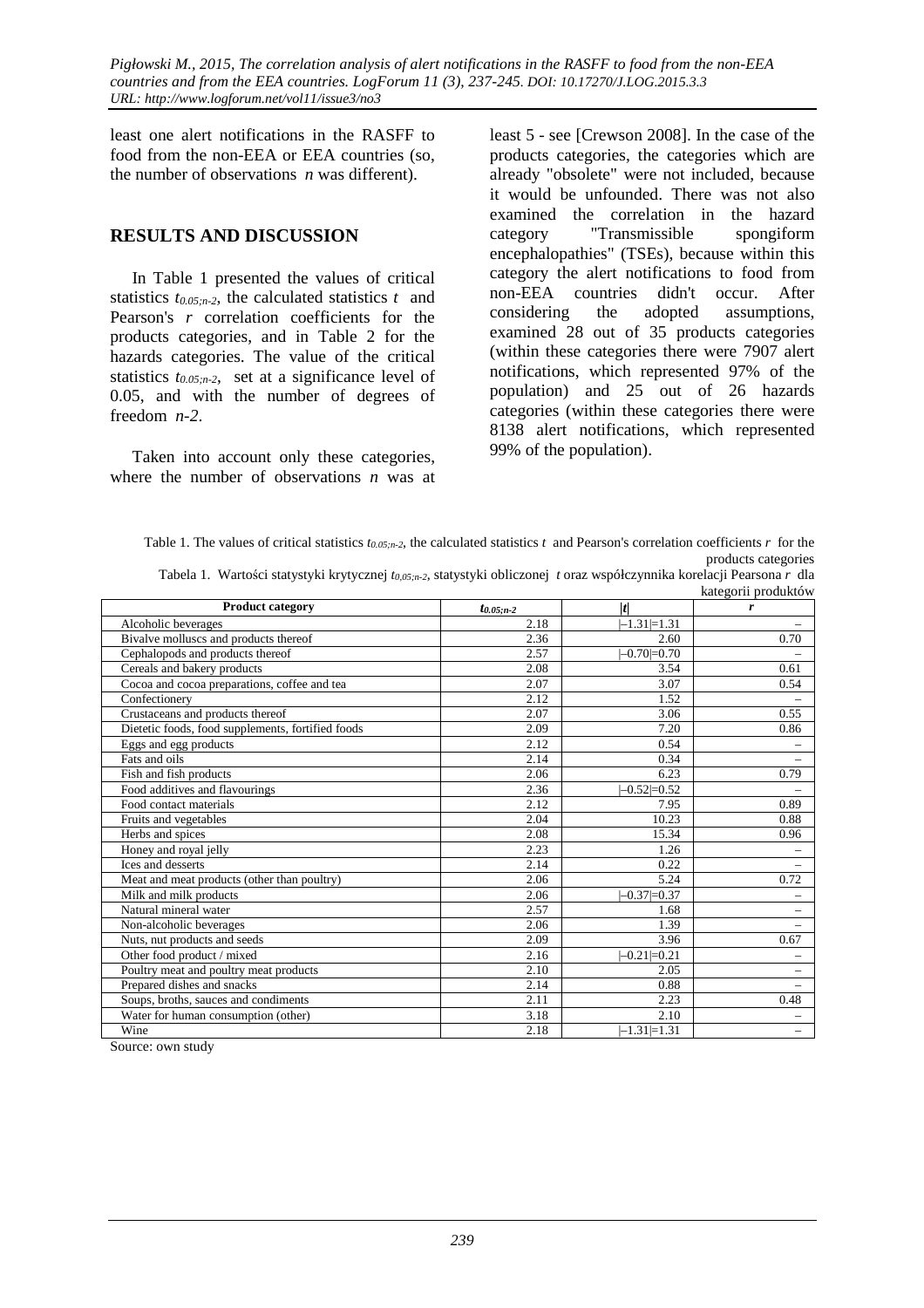least one alert notifications in the RASFF to food from the non-EEA or EEA countries (so, the number of observations *n* was different).

## RESULTS AND DISCUSSION

In Table 1 presented the values of critical statistics $t_{0.05;n-2}$, the calculated statistics $t$ and Pearson's $r$ correlation coefficients for the products categories, and in Table 2 for the hazards categories. The value of the critical statistics $t_{0.05;n-2}$, set at a significance level of 0.05, and with the number of degrees of freedom $n-2$.

Taken into account only these categories, where the number of observations $n$ was at least 5 - see [Crewson 2008]. In the case of the products categories, the categories which are already "obsolete" were not included, because it would be unfounded. There was not also examined the correlation in the hazard category "Transmissible spongiform encephalopathies" (TSEs), because within this category the alert notifications to food from non-EEA countries didn't occur. After considering the adopted assumptions, examined 28 out of 35 products categories (within these categories there were 7907 alert notifications, which represented 97% of the population) and 25 out of 26 hazards categories (within these categories there were 8138 alert notifications, which represented 99% of the population).

Table 1. The values of critical statistics $t_{0.05;n-2}$, the calculated statistics $t$ and Pearson's correlation coefficients $r$ for the products categories

Tabela 1. Wartości statystyki krytycznej $t_{0.05;n-2}$, statystyki obliczonej $t$ oraz współczynnika korelacji Pearsona $r$ dla kategorii produktów

| Product category | $t_{0.05;n-2}$ | $\|t\|$ | $r$ |
|---|---|---|---|
| Alcoholic beverages | 2.18 | $\|-1.31\|=1.31$ | – |
| Bivalve molluscs and products thereof | 2.36 | 2.60 | 0.70 |
| Cephalopods and products thereof | 2.57 | $\|-0.70\|=0.70$ | – |
| Cereals and bakery products | 2.08 | 3.54 | 0.61 |
| Cocoa and cocoa preparations, coffee and tea | 2.07 | 3.07 | 0.54 |
| Confectionery | 2.12 | 1.52 | – |
| Crustaceans and products thereof | 2.07 | 3.06 | 0.55 |
| Dietetic foods, food supplements, fortified foods | 2.09 | 7.20 | 0.86 |
| Eggs and egg products | 2.12 | 0.54 | – |
| Fats and oils | 2.14 | 0.34 | – |
| Fish and fish products | 2.06 | 6.23 | 0.79 |
| Food additives and flavourings | 2.36 | $\|-0.52\|=0.52$ | – |
| Food contact materials | 2.12 | 7.95 | 0.89 |
| Fruits and vegetables | 2.04 | 10.23 | 0.88 |
| Herbs and spices | 2.08 | 15.34 | 0.96 |
| Honey and royal jelly | 2.23 | 1.26 | – |
| Ices and desserts | 2.14 | 0.22 | – |
| Meat and meat products (other than poultry) | 2.06 | 5.24 | 0.72 |
| Milk and milk products | 2.06 | $\|-0.37\|=0.37$ | – |
| Natural mineral water | 2.57 | 1.68 | – |
| Non-alcoholic beverages | 2.06 | 1.39 | – |
| Nuts, nut products and seeds | 2.09 | 3.96 | 0.67 |
| Other food product / mixed | 2.16 | $\|-0.21\|=0.21$ | – |
| Poultry meat and poultry meat products | 2.10 | 2.05 | – |
| Prepared dishes and snacks | 2.14 | 0.88 | – |
| Soups, broths, sauces and condiments | 2.11 | 2.23 | 0.48 |
| Water for human consumption (other) | 3.18 | 2.10 | – |
| Wine | 2.18 | $\|-1.31\|=1.31$ | – |

Source: own study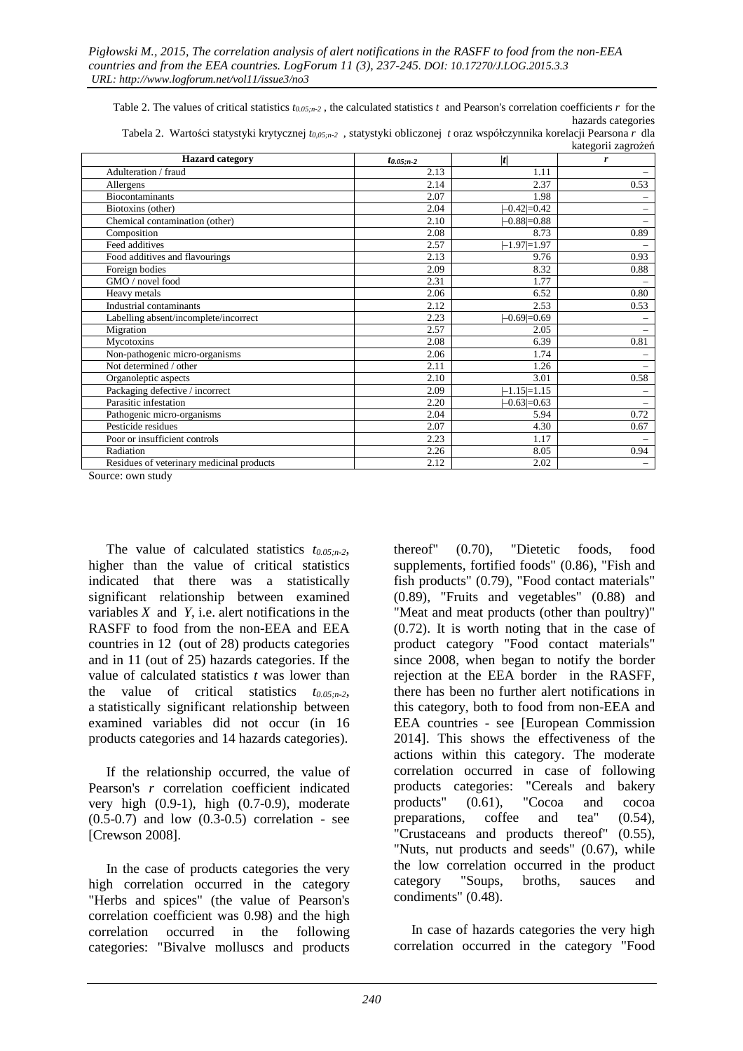Table 2. The values of critical statistics $t_{0.05;n-2}$ , the calculated statistics $t$ and Pearson's correlation coefficients $r$ for the hazards categories

Tabela 2. Wartości statystyki krytycznej $t_{0,05;n-2}$ , statystyki obliczonej $t$ oraz współczynnika korelacji Pearsona $r$ dla kategorii zagrożeń

| Hazard category | $t_{0.05;n-2}$ | $\|t\|$ | $r$ |
|---|---|---|---|
| Adulteration / fraud | 2.13 | 1.11 | – |
| Allergens | 2.14 | 2.37 | 0.53 |
| Biocontaminants | 2.07 | 1.98 | – |
| Biotoxins (other) | 2.04 | $\|-0.42\|=0.42$ | – |
| Chemical contamination (other) | 2.10 | $\|-0.88\|=0.88$ | – |
| Composition | 2.08 | 8.73 | 0.89 |
| Feed additives | 2.57 | $\|-1.97\|=1.97$ | – |
| Food additives and flavourings | 2.13 | 9.76 | 0.93 |
| Foreign bodies | 2.09 | 8.32 | 0.88 |
| GMO / novel food | 2.31 | 1.77 | – |
| Heavy metals | 2.06 | 6.52 | 0.80 |
| Industrial contaminants | 2.12 | 2.53 | 0.53 |
| Labelling absent/incomplete/incorrect | 2.23 | $\|-0.69\|=0.69$ | – |
| Migration | 2.57 | 2.05 | – |
| Mycotoxins | 2.08 | 6.39 | 0.81 |
| Non-pathogenic micro-organisms | 2.06 | 1.74 | – |
| Not determined / other | 2.11 | 1.26 | – |
| Organoleptic aspects | 2.10 | 3.01 | 0.58 |
| Packaging defective / incorrect | 2.09 | $\|-1.15\|=1.15$ | – |
| Parasitic infestation | 2.20 | $\|-0.63\|=0.63$ | – |
| Pathogenic micro-organisms | 2.04 | 5.94 | 0.72 |
| Pesticide residues | 2.07 | 4.30 | 0.67 |
| Poor or insufficient controls | 2.23 | 1.17 | – |
| Radiation | 2.26 | 8.05 | 0.94 |
| Residues of veterinary medicinal products | 2.12 | 2.02 | – |

Source: own study

The value of calculated statistics $t_{0.05;n-2}$, higher than the value of critical statistics indicated that there was a statistically significant relationship between examined variables $X$ and $Y$, i.e. alert notifications in the RASFF to food from the non-EEA and EEA countries in 12 (out of 28) products categories and in 11 (out of 25) hazards categories. If the value of calculated statistics $t$ was lower than the value of critical statistics $t_{0.05;n-2}$, a statistically significant relationship between examined variables did not occur (in 16 products categories and 14 hazards categories).

If the relationship occurred, the value of Pearson's $r$ correlation coefficient indicated very high (0.9-1), high (0.7-0.9), moderate (0.5-0.7) and low (0.3-0.5) correlation - see [Crewson 2008].

In the case of products categories the very high correlation occurred in the category "Herbs and spices" (the value of Pearson's correlation coefficient was 0.98) and the high correlation occurred in the following categories: "Bivalve molluscs and products thereof" (0.70), "Dietetic foods, food supplements, fortified foods" (0.86), "Fish and fish products" (0.79), "Food contact materials" (0.89), "Fruits and vegetables" (0.88) and "Meat and meat products (other than poultry)" (0.72). It is worth noting that in the case of product category "Food contact materials" since 2008, when began to notify the border rejection at the EEA border in the RASFF, there has been no further alert notifications in this category, both to food from non-EEA and EEA countries - see [European Commission 2014]. This shows the effectiveness of the actions within this category. The moderate correlation occurred in case of following products categories: "Cereals and bakery products" (0.61), "Cocoa and cocoa preparations, coffee and tea" (0.54), "Crustaceans and products thereof" (0.55), "Nuts, nut products and seeds" (0.67), while the low correlation occurred in the product category "Soups, broths, sauces and condiments" (0.48).

In case of hazards categories the very high correlation occurred in the category "Food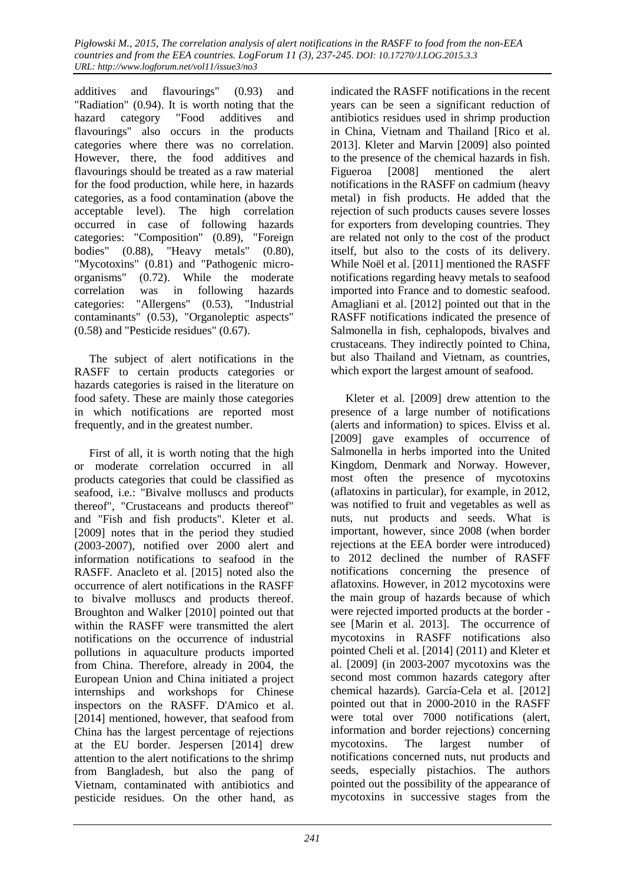additives and flavourings" (0.93) and "Radiation" (0.94). It is worth noting that the hazard category "Food additives and flavourings" also occurs in the products categories where there was no correlation. However, there, the food additives and flavourings should be treated as a raw material for the food production, while here, in hazards categories, as a food contamination (above the acceptable level). The high correlation occurred in case of following hazards categories: "Composition" (0.89), "Foreign bodies" (0.88), "Heavy metals" (0.80), "Mycotoxins" (0.81) and "Pathogenic micro-organisms" (0.72). While the moderate correlation was in following hazards categories: "Allergens" (0.53), "Industrial contaminants" (0.53), "Organoleptic aspects" (0.58) and "Pesticide residues" (0.67).

The subject of alert notifications in the RASFF to certain products categories or hazards categories is raised in the literature on food safety. These are mainly those categories in which notifications are reported most frequently, and in the greatest number.

First of all, it is worth noting that the high or moderate correlation occurred in all products categories that could be classified as seafood, i.e.: "Bivalve molluscs and products thereof", "Crustaceans and products thereof" and "Fish and fish products". Kleter et al. [2009] notes that in the period they studied (2003-2007), notified over 2000 alert and information notifications to seafood in the RASFF. Anacleto et al. [2015] noted also the occurrence of alert notifications in the RASFF to bivalve molluscs and products thereof. Broughton and Walker [2010] pointed out that within the RASFF were transmitted the alert notifications on the occurrence of industrial pollutions in aquaculture products imported from China. Therefore, already in 2004, the European Union and China initiated a project internships and workshops for Chinese inspectors on the RASFF. D'Amico et al. [2014] mentioned, however, that seafood from China has the largest percentage of rejections at the EU border. Jespersen [2014] drew attention to the alert notifications to the shrimp from Bangladesh, but also the pang of Vietnam, contaminated with antibiotics and pesticide residues. On the other hand, as indicated the RASFF notifications in the recent years can be seen a significant reduction of antibiotics residues used in shrimp production in China, Vietnam and Thailand [Rico et al. 2013]. Kleter and Marvin [2009] also pointed to the presence of the chemical hazards in fish. Figueroa [2008] mentioned the alert notifications in the RASFF on cadmium (heavy metal) in fish products. He added that the rejection of such products causes severe losses for exporters from developing countries. They are related not only to the cost of the product itself, but also to the costs of its delivery. While Noël et al. [2011] mentioned the RASFF notifications regarding heavy metals to seafood imported into France and to domestic seafood. Amagliani et al. [2012] pointed out that in the RASFF notifications indicated the presence of Salmonella in fish, cephalopods, bivalves and crustaceans. They indirectly pointed to China, but also Thailand and Vietnam, as countries, which export the largest amount of seafood.

Kleter et al. [2009] drew attention to the presence of a large number of notifications (alerts and information) to spices. Elviss et al. [2009] gave examples of occurrence of Salmonella in herbs imported into the United Kingdom, Denmark and Norway. However, most often the presence of mycotoxins (aflatoxins in particular), for example, in 2012, was notified to fruit and vegetables as well as nuts, nut products and seeds. What is important, however, since 2008 (when border rejections at the EEA border were introduced) to 2012 declined the number of RASFF notifications concerning the presence of aflatoxins. However, in 2012 mycotoxins were the main group of hazards because of which were rejected imported products at the border - see [Marin et al. 2013]. The occurrence of mycotoxins in RASFF notifications also pointed Cheli et al. [2014] (2011) and Kleter et al. [2009] (in 2003-2007 mycotoxins was the second most common hazards category after chemical hazards). García-Cela et al. [2012] pointed out that in 2000-2010 in the RASFF were total over 7000 notifications (alert, information and border rejections) concerning mycotoxins. The largest number of notifications concerned nuts, nut products and seeds, especially pistachios. The authors pointed out the possibility of the appearance of mycotoxins in successive stages from the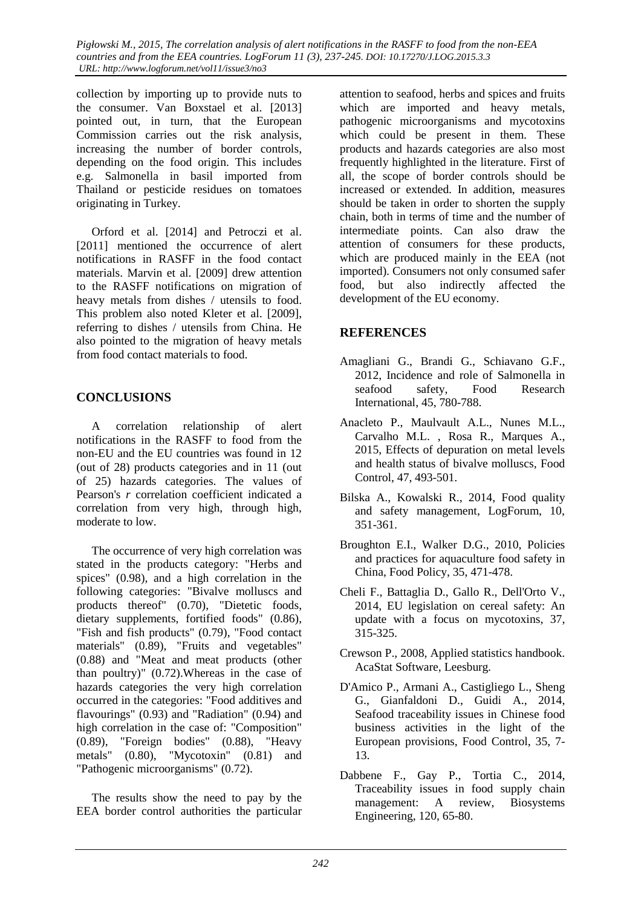collection by importing up to provide nuts to the consumer. Van Boxstael et al. [2013] pointed out, in turn, that the European Commission carries out the risk analysis, increasing the number of border controls, depending on the food origin. This includes e.g. Salmonella in basil imported from Thailand or pesticide residues on tomatoes originating in Turkey.

Orford et al. [2014] and Petroczi et al. [2011] mentioned the occurrence of alert notifications in RASFF in the food contact materials. Marvin et al. [2009] drew attention to the RASFF notifications on migration of heavy metals from dishes / utensils to food. This problem also noted Kleter et al. [2009], referring to dishes / utensils from China. He also pointed to the migration of heavy metals from food contact materials to food.

## CONCLUSIONS

A correlation relationship of alert notifications in the RASFF to food from the non-EU and the EU countries was found in 12 (out of 28) products categories and in 11 (out of 25) hazards categories. The values of Pearson's $r$ correlation coefficient indicated a correlation from very high, through high, moderate to low.

The occurrence of very high correlation was stated in the products category: "Herbs and spices" (0.98), and a high correlation in the following categories: "Bivalve molluscs and products thereof" (0.70), "Dietetic foods, dietary supplements, fortified foods" (0.86), "Fish and fish products" (0.79), "Food contact materials" (0.89), "Fruits and vegetables" (0.88) and "Meat and meat products (other than poultry)" (0.72).Whereas in the case of hazards categories the very high correlation occurred in the categories: "Food additives and flavourings" (0.93) and "Radiation" (0.94) and high correlation in the case of: "Composition" (0.89), "Foreign bodies" (0.88), "Heavy metals" (0.80), "Mycotoxin" (0.81) and "Pathogenic microorganisms" (0.72).

The results show the need to pay by the EEA border control authorities the particular attention to seafood, herbs and spices and fruits which are imported and heavy metals, pathogenic microorganisms and mycotoxins which could be present in them. These products and hazards categories are also most frequently highlighted in the literature. First of all, the scope of border controls should be increased or extended. In addition, measures should be taken in order to shorten the supply chain, both in terms of time and the number of intermediate points. Can also draw the attention of consumers for these products, which are produced mainly in the EEA (not imported). Consumers not only consumed safer food, but also indirectly affected the development of the EU economy.

## REFERENCES

Amagliani G., Brandi G., Schiavano G.F., 2012, Incidence and role of Salmonella in seafood safety, Food Research International, 45, 780-788.

Anacleto P., Maulvault A.L., Nunes M.L., Carvalho M.L. , Rosa R., Marques A., 2015, Effects of depuration on metal levels and health status of bivalve molluscs, Food Control, 47, 493-501.

Bilska A., Kowalski R., 2014, Food quality and safety management, LogForum, 10, 351-361.

Broughton E.I., Walker D.G., 2010, Policies and practices for aquaculture food safety in China, Food Policy, 35, 471-478.

Cheli F., Battaglia D., Gallo R., Dell'Orto V., 2014, EU legislation on cereal safety: An update with a focus on mycotoxins, 37, 315-325.

Crewson P., 2008, Applied statistics handbook. AcaStat Software, Leesburg.

D'Amico P., Armani A., Castigliego L., Sheng G., Gianfaldoni D., Guidi A., 2014, Seafood traceability issues in Chinese food business activities in the light of the European provisions, Food Control, 35, 7-13.

Dabbene F., Gay P., Tortia C., 2014, Traceability issues in food supply chain management: A review, Biosystems Engineering, 120, 65-80.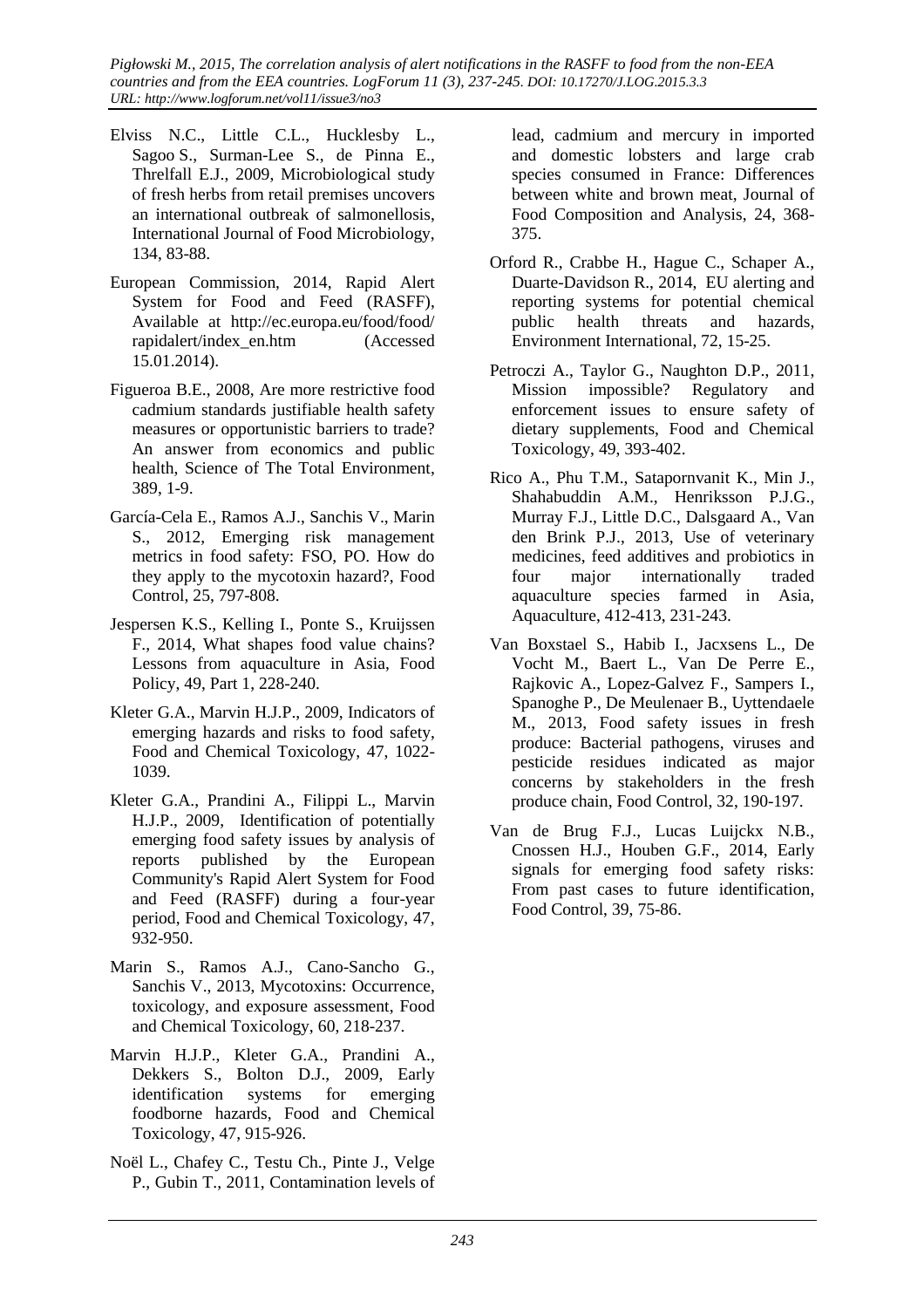Elviss N.C., Little C.L., Hucklesby L., Sagoo S., Surman-Lee S., de Pinna E., Threlfall E.J., 2009, Microbiological study of fresh herbs from retail premises uncovers an international outbreak of salmonellosis, International Journal of Food Microbiology, 134, 83-88.

European Commission, 2014, Rapid Alert System for Food and Feed (RASFF), Available at http://ec.europa.eu/food/food/rapidalert/index_en.htm (Accessed 15.01.2014).

Figueroa B.E., 2008, Are more restrictive food cadmium standards justifiable health safety measures or opportunistic barriers to trade? An answer from economics and public health, Science of The Total Environment, 389, 1-9.

García-Cela E., Ramos A.J., Sanchis V., Marin S., 2012, Emerging risk management metrics in food safety: FSO, PO. How do they apply to the mycotoxin hazard?, Food Control, 25, 797-808.

Jespersen K.S., Kelling I., Ponte S., Kruijssen F., 2014, What shapes food value chains? Lessons from aquaculture in Asia, Food Policy, 49, Part 1, 228-240.

Kleter G.A., Marvin H.J.P., 2009, Indicators of emerging hazards and risks to food safety, Food and Chemical Toxicology, 47, 1022-1039.

Kleter G.A., Prandini A., Filippi L., Marvin H.J.P., 2009, Identification of potentially emerging food safety issues by analysis of reports published by the European Community's Rapid Alert System for Food and Feed (RASFF) during a four-year period, Food and Chemical Toxicology, 47, 932-950.

Marin S., Ramos A.J., Cano-Sancho G., Sanchis V., 2013, Mycotoxins: Occurrence, toxicology, and exposure assessment, Food and Chemical Toxicology, 60, 218-237.

Marvin H.J.P., Kleter G.A., Prandini A., Dekkers S., Bolton D.J., 2009, Early identification systems for emerging foodborne hazards, Food and Chemical Toxicology, 47, 915-926.

Noël L., Chafey C., Testu Ch., Pinte J., Velge P., Gubin T., 2011, Contamination levels of lead, cadmium and mercury in imported and domestic lobsters and large crab species consumed in France: Differences between white and brown meat, Journal of Food Composition and Analysis, 24, 368-375.

Orford R., Crabbe H., Hague C., Schaper A., Duarte-Davidson R., 2014, EU alerting and reporting systems for potential chemical public health threats and hazards, Environment International, 72, 15-25.

Petroczi A., Taylor G., Naughton D.P., 2011, Mission impossible? Regulatory and enforcement issues to ensure safety of dietary supplements, Food and Chemical Toxicology, 49, 393-402.

Rico A., Phu T.M., Satapornvanit K., Min J., Shahabuddin A.M., Henriksson P.J.G., Murray F.J., Little D.C., Dalsgaard A., Van den Brink P.J., 2013, Use of veterinary medicines, feed additives and probiotics in four major internationally traded aquaculture species farmed in Asia, Aquaculture, 412-413, 231-243.

Van Boxstael S., Habib I., Jacxsens L., De Vocht M., Baert L., Van De Perre E., Rajkovic A., Lopez-Galvez F., Sampers I., Spanoghe P., De Meulenaer B., Uyttendaele M., 2013, Food safety issues in fresh produce: Bacterial pathogens, viruses and pesticide residues indicated as major concerns by stakeholders in the fresh produce chain, Food Control, 32, 190-197.

Van de Brug F.J., Lucas Luijckx N.B., Cnossen H.J., Houben G.F., 2014, Early signals for emerging food safety risks: From past cases to future identification, Food Control, 39, 75-86.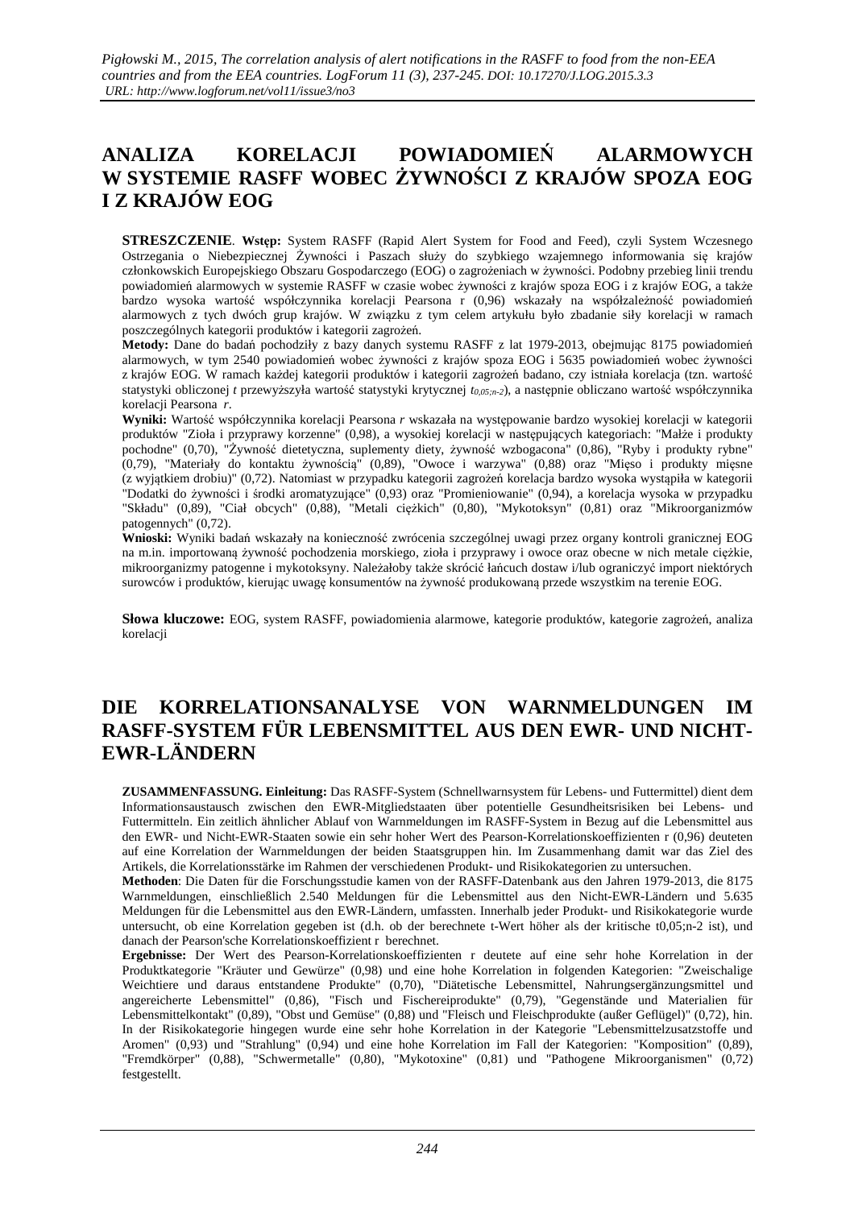# ANALIZA KORELACJI POWIADOMIEŃ ALARMOWYCH W SYSTEMIE RASFF WOBEC ŻYWNOŚCI Z KRAJÓW SPOZA EOG I Z KRAJÓW EOG

**STRESZCZENIE**. **Wstęp:** System RASFF (Rapid Alert System for Food and Feed), czyli System Wczesnego Ostrzegania o Niebezpiecznej Żywności i Paszach służy do szybkiego wzajemnego informowania się krajów członkowskich Europejskiego Obszaru Gospodarczego (EOG) o zagrożeniach w żywności. Podobny przebieg linii trendu powiadomień alarmowych w systemie RASFF w czasie wobec żywności z krajów spoza EOG i z krajów EOG, a także bardzo wysoka wartość współczynnika korelacji Pearsona r (0,96) wskazały na współzależność powiadomień alarmowych z tych dwóch grup krajów. W związku z tym celem artykułu było zbadanie siły korelacji w ramach poszczególnych kategorii produktów i kategorii zagrożeń.

**Metody:** Dane do badań pochodziły z bazy danych systemu RASFF z lat 1979-2013, obejmując 8175 powiadomień alarmowych, w tym 2540 powiadomień wobec żywności z krajów spoza EOG i 5635 powiadomień wobec żywności z krajów EOG. W ramach każdej kategorii produktów i kategorii zagrożeń badano, czy istniała korelacja (tzn. wartość statystyki obliczonej $t$ przewyższyła wartość statystyki krytycznej $t_{0,05;n-2}$), a następnie obliczano wartość współczynnika korelacji Pearsona *r*.

**Wyniki:** Wartość współczynnika korelacji Pearsona *r* wskazała na występowanie bardzo wysokiej korelacji w kategorii produktów "Zioła i przyprawy korzenne" (0,98), a wysokiej korelacji w następujących kategoriach: "Małże i produkty pochodne" (0,70), "Żywność dietetyczna, suplementy diety, żywność wzbogacona" (0,86), "Ryby i produkty rybne" (0,79), "Materiały do kontaktu żywnością" (0,89), "Owoce i warzywa" (0,88) oraz "Mięso i produkty mięsne (z wyjątkiem drobiu)" (0,72). Natomiast w przypadku kategorii zagrożeń korelacja bardzo wysoka wystąpiła w kategorii "Dodatki do żywności i środki aromatyzujące" (0,93) oraz "Promieniowanie" (0,94), a korelacja wysoka w przypadku "Składu" (0,89), "Ciał obcych" (0,88), "Metali ciężkich" (0,80), "Mykotoksyn" (0,81) oraz "Mikroorganizmów patogennych" (0,72).

**Wnioski:** Wyniki badań wskazały na konieczność zwrócenia szczególnej uwagi przez organy kontroli granicznej EOG na m.in. importowaną żywność pochodzenia morskiego, zioła i przyprawy i owoce oraz obecne w nich metale ciężkie, mikroorganizmy patogenne i mykotoksyny. Należałoby także skrócić łańcuch dostaw i/lub ograniczyć import niektórych surowców i produktów, kierując uwagę konsumentów na żywność produkowaną przede wszystkim na terenie EOG.

**Słowa kluczowe:** EOG, system RASFF, powiadomienia alarmowe, kategorie produktów, kategorie zagrożeń, analiza korelacji

# DIE KORRELATIONSANALYSE VON WARNMELDUNGEN IM RASFF-SYSTEM FÜR LEBENSMITTEL AUS DEN EWR- UND NICHT-EWR-LÄNDERN

**ZUSAMMENFASSUNG. Einleitung:** Das RASFF-System (Schnellwarnsystem für Lebens- und Futtermittel) dient dem Informationsaustausch zwischen den EWR-Mitgliedstaaten über potentielle Gesundheitsrisiken bei Lebens- und Futtermitteln. Ein zeitlich ähnlicher Ablauf von Warnmeldungen im RASFF-System in Bezug auf die Lebensmittel aus den EWR- und Nicht-EWR-Staaten sowie ein sehr hoher Wert des Pearson-Korrelationskoeffizienten r (0,96) deuteten auf eine Korrelation der Warnmeldungen der beiden Staatsgruppen hin. Im Zusammenhang damit war das Ziel des Artikels, die Korrelationsstärke im Rahmen der verschiedenen Produkt- und Risikokategorien zu untersuchen.

**Methoden**: Die Daten für die Forschungsstudie kamen von der RASFF-Datenbank aus den Jahren 1979-2013, die 8175 Warnmeldungen, einschließlich 2.540 Meldungen für die Lebensmittel aus den Nicht-EWR-Ländern und 5.635 Meldungen für die Lebensmittel aus den EWR-Ländern, umfassten. Innerhalb jeder Produkt- und Risikokategorie wurde untersucht, ob eine Korrelation gegeben ist (d.h. ob der berechnete t-Wert höher als der kritische $t_{0,05;n-2}$ ist), und danach der Pearson'sche Korrelationskoeffizient r berechnet.

**Ergebnisse:** Der Wert des Pearson-Korrelationskoeffizienten r deutete auf eine sehr hohe Korrelation in der Produktkategorie "Kräuter und Gewürze" (0,98) und eine hohe Korrelation in folgenden Kategorien: "Zweischalige Weichtiere und daraus entstandene Produkte" (0,70), "Diätetische Lebensmittel, Nahrungsergänzungsmittel und angereicherte Lebensmittel" (0,86), "Fisch und Fischereiprodukte" (0,79), "Gegenstände und Materialien für Lebensmittelkontakt" (0,89), "Obst und Gemüse" (0,88) und "Fleisch und Fleischprodukte (außer Geflügel)" (0,72), hin. In der Risikokategorie hingegen wurde eine sehr hohe Korrelation in der Kategorie "Lebensmittelzusatzstoffe und Aromen" (0,93) und "Strahlung" (0,94) und eine hohe Korrelation im Fall der Kategorien: "Komposition" (0,89), "Fremdkörper" (0,88), "Schwermetalle" (0,80), "Mykotoxine" (0,81) und "Pathogene Mikroorganismen" (0,72) festgestellt.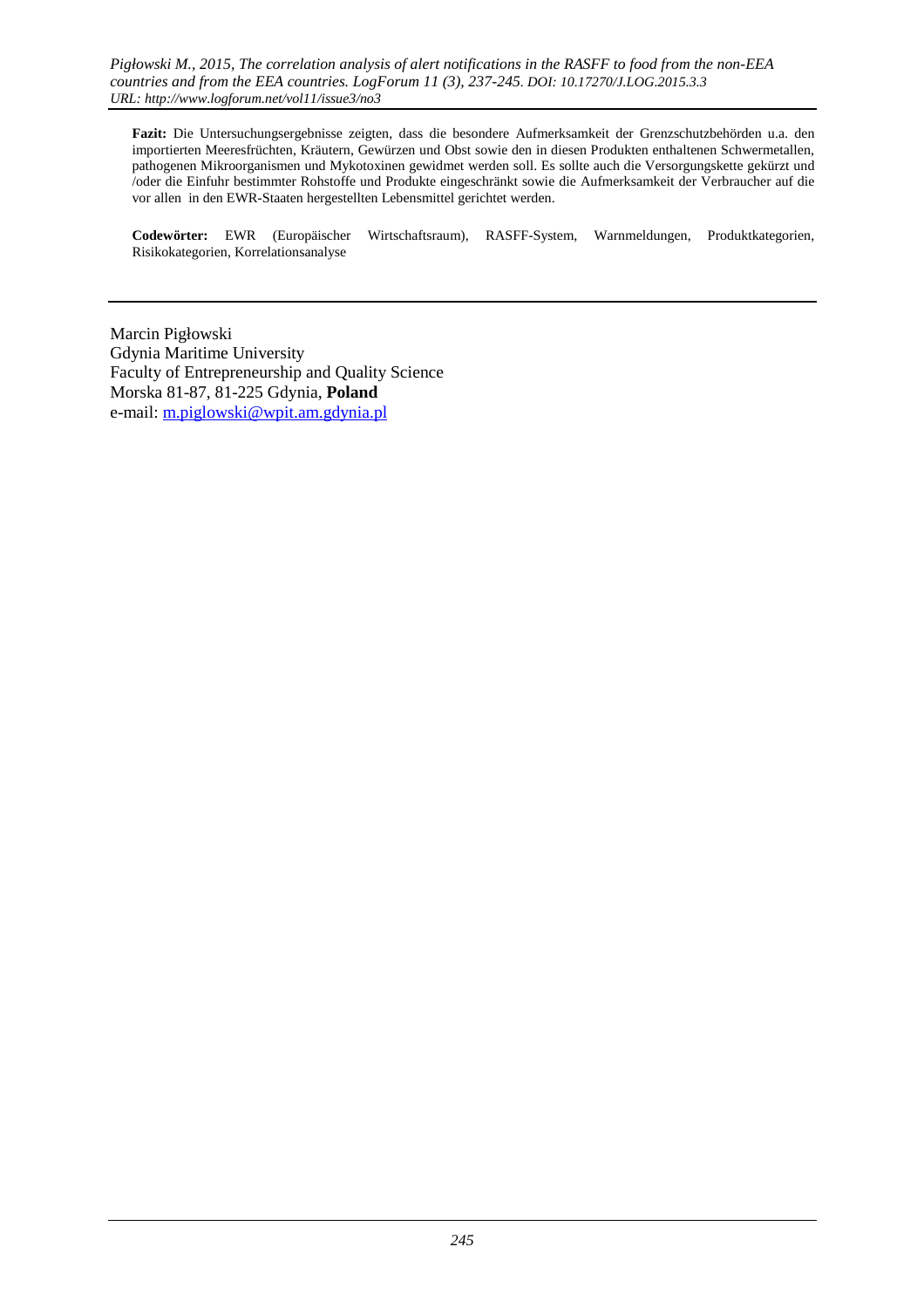**Fazit:** Die Untersuchungsergebnisse zeigten, dass die besondere Aufmerksamkeit der Grenzschutzbehörden u.a. den importierten Meeresfrüchten, Kräutern, Gewürzen und Obst sowie den in diesen Produkten enthaltenen Schwermetallen, pathogenen Mikroorganismen und Mykotoxinen gewidmet werden soll. Es sollte auch die Versorgungskette gekürzt und /oder die Einfuhr bestimmter Rohstoffe und Produkte eingeschränkt sowie die Aufmerksamkeit der Verbraucher auf die vor allen in den EWR-Staaten hergestellten Lebensmittel gerichtet werden.

**Codewörter:** EWR (Europäischer Wirtschaftsraum), RASFF-System, Warnmeldungen, Produktkategorien, Risikokategorien, Korrelationsanalyse

Marcin Pigłowski
Gdynia Maritime University
Faculty of Entrepreneurship and Quality Science
Morska 81-87, 81-225 Gdynia, **Poland**
e-mail: m.piglowski@wpit.am.gdynia.pl